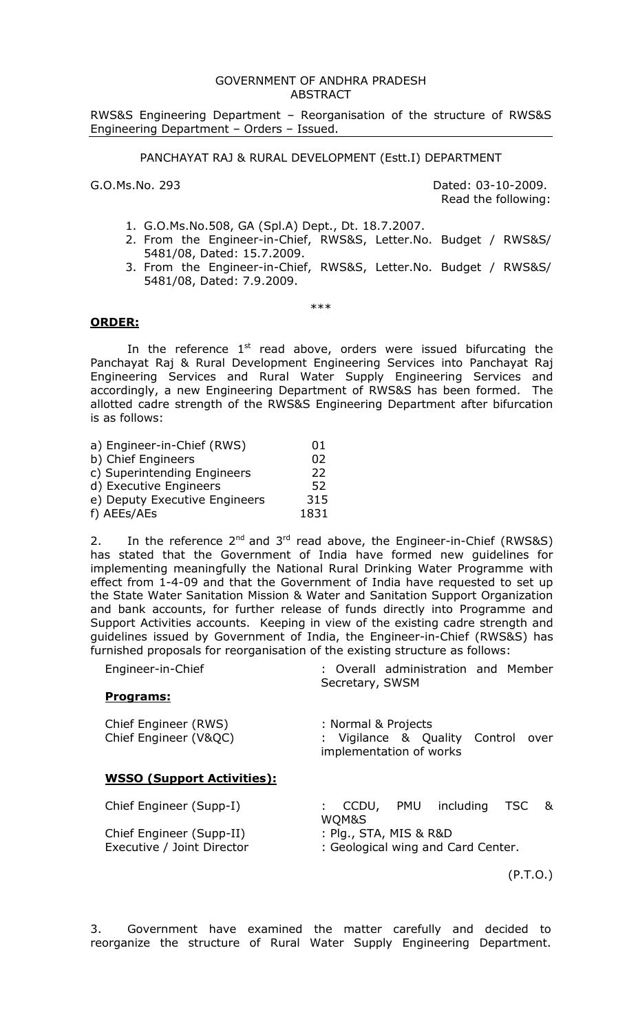GOVERNMENT OF ANDHRA PRADESH
ABSTRACT

RWS&S Engineering Department – Reorganisation of the structure of RWS&S Engineering Department – Orders – Issued.

PANCHAYAT RAJ & RURAL DEVELOPMENT (Estt.I) DEPARTMENT

G.O.Ms.No. 293 Dated: 03-10-2009.
Read the following:

1. G.O.Ms.No.508, GA (Spl.A) Dept., Dt. 18.7.2007.
2. From the Engineer-in-Chief, RWS&S, Letter.No. Budget / RWS&S/ 5481/08, Dated: 15.7.2009.
3. From the Engineer-in-Chief, RWS&S, Letter.No. Budget / RWS&S/ 5481/08, Dated: 7.9.2009.

\*\*\*

**ORDER:**

In the reference 1st read above, orders were issued bifurcating the Panchayat Raj & Rural Development Engineering Services into Panchayat Raj Engineering Services and Rural Water Supply Engineering Services and accordingly, a new Engineering Department of RWS&S has been formed. The allotted cadre strength of the RWS&S Engineering Department after bifurcation is as follows:

| | |
|---|---|
| a) Engineer-in-Chief (RWS) | 01 |
| b) Chief Engineers | 02 |
| c) Superintending Engineers | 22 |
| d) Executive Engineers | 52 |
| e) Deputy Executive Engineers | 315 |
| f) AEEs/AEs | 1831 |

2. In the reference 2nd and 3rd read above, the Engineer-in-Chief (RWS&S) has stated that the Government of India have formed new guidelines for implementing meaningfully the National Rural Drinking Water Programme with effect from 1-4-09 and that the Government of India have requested to set up the State Water Sanitation Mission & Water and Sanitation Support Organization and bank accounts, for further release of funds directly into Programme and Support Activities accounts. Keeping in view of the existing cadre strength and guidelines issued by Government of India, the Engineer-in-Chief (RWS&S) has furnished proposals for reorganisation of the existing structure as follows:

Engineer-in-Chief : Overall administration and Member Secretary, SWSM

**Programs:**

Chief Engineer (RWS) : Normal & Projects
Chief Engineer (V&QC) : Vigilance & Quality Control over implementation of works

**WSSO (Support Activities):**

Chief Engineer (Supp-I) : CCDU, PMU including TSC & WQM&S
Chief Engineer (Supp-II) : Plg., STA, MIS & R&D
Executive / Joint Director : Geological wing and Card Center.

(P.T.O.)

3. Government have examined the matter carefully and decided to reorganize the structure of Rural Water Supply Engineering Department.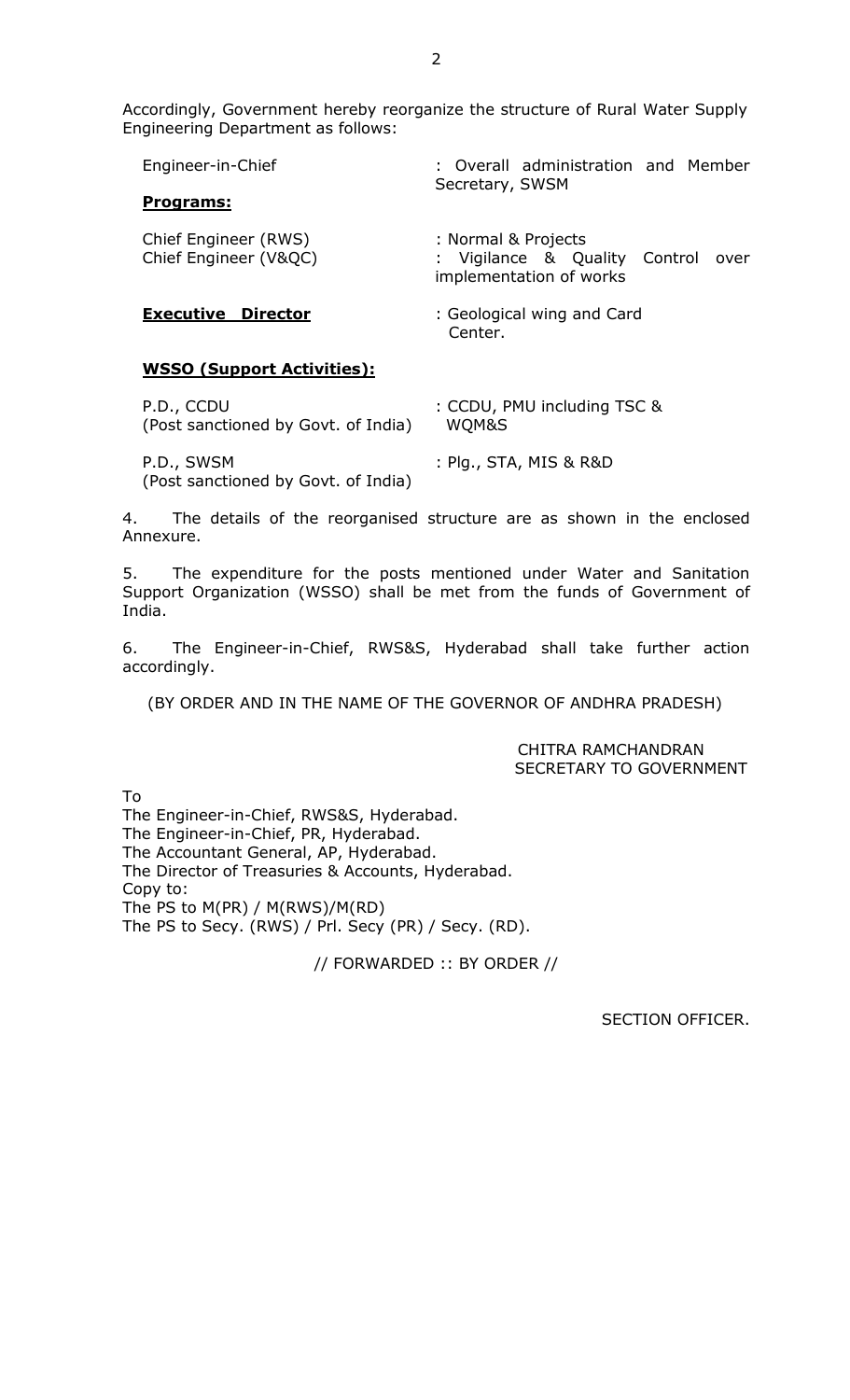Accordingly, Government hereby reorganize the structure of Rural Water Supply Engineering Department as follows:

| | |
|---|---|
| Engineer-in-Chief | : Overall administration and Member Secretary, SWSM |
| **Programs:** | |
| Chief Engineer (RWS) | : Normal & Projects |
| Chief Engineer (V&QC) | : Vigilance & Quality Control over implementation of works |
| **Executive Director** | : Geological wing and Card Center. |
| **WSSO (Support Activities):** | |
| P.D., CCDU (Post sanctioned by Govt. of India) | : CCDU, PMU including TSC & WQM&S |
| P.D., SWSM (Post sanctioned by Govt. of India) | : Plg., STA, MIS & R&D |

4. The details of the reorganised structure are as shown in the enclosed Annexure.

5. The expenditure for the posts mentioned under Water and Sanitation Support Organization (WSSO) shall be met from the funds of Government of India.

6. The Engineer-in-Chief, RWS&S, Hyderabad shall take further action accordingly.

(BY ORDER AND IN THE NAME OF THE GOVERNOR OF ANDHRA PRADESH)

CHITRA RAMCHANDRAN
SECRETARY TO GOVERNMENT

To
The Engineer-in-Chief, RWS&S, Hyderabad.
The Engineer-in-Chief, PR, Hyderabad.
The Accountant General, AP, Hyderabad.
The Director of Treasuries & Accounts, Hyderabad.
Copy to:
The PS to M(PR) / M(RWS)/M(RD)
The PS to Secy. (RWS) / Prl. Secy (PR) / Secy. (RD).

// FORWARDED :: BY ORDER //

SECTION OFFICER.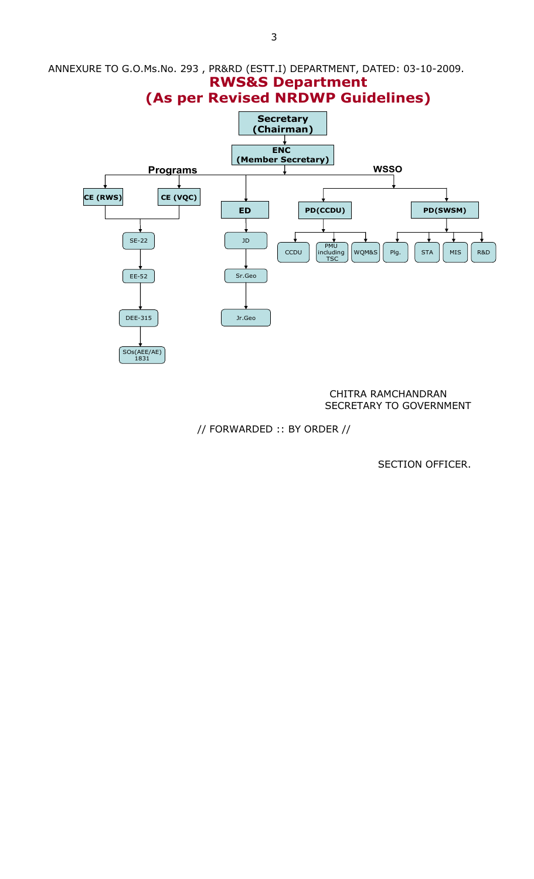ANNEXURE TO G.O.Ms.No. 293 , PR&RD (ESTT.I) DEPARTMENT, DATED: 03-10-2009.

## RWS&S Department
## (As per Revised NRDWP Guidelines)

Secretary (Chairman)

ENC (Member Secretary)

Programs

WSSO

CE (RWS)

CE (VQC)

ED

PD(CCDU)

PD(SWSM)

SE-22

EE-52

DEE-315

SOs(AEE/AE) 1831

JD

Sr.Geo

Jr.Geo

CCDU

PMU including TSC

WQM&S

Plg.

STA

MIS

R&D

CHITRA RAMCHANDRAN
SECRETARY TO GOVERNMENT

// FORWARDED :: BY ORDER //

SECTION OFFICER.